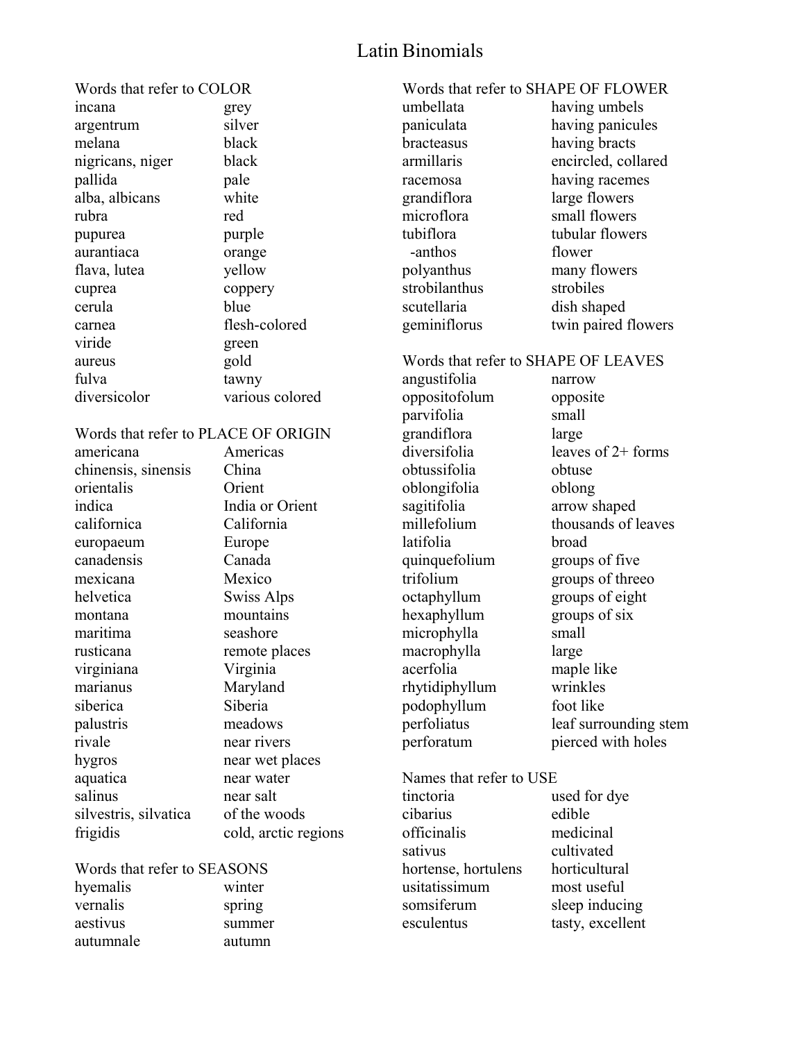# Latin Binomials

Words that refer to COLOR

| | |
|---|---|
| incana | grey |
| argentrum | silver |
| melana | black |
| nigricans, niger | black |
| pallida | pale |
| alba, albicans | white |
| rubra | red |
| pupurea | purple |
| aurantiaca | orange |
| flava, lutea | yellow |
| cuprea | coppery |
| cerula | blue |
| carnea | flesh-colored |
| viride | green |
| aureus | gold |
| fulva | tawny |
| diversicolor | various colored |

Words that refer to PLACE OF ORIGIN

| | |
|---|---|
| americana | Americas |
| chinensis, sinensis | China |
| orientalis | Orient |
| indica | India or Orient |
| californica | California |
| europaeum | Europe |
| canadensis | Canada |
| mexicana | Mexico |
| helvetica | Swiss Alps |
| montana | mountains |
| maritima | seashore |
| rusticana | remote places |
| virginiana | Virginia |
| marianus | Maryland |
| siberica | Siberia |
| palustris | meadows |
| rivale | near rivers |
| hygros | near wet places |
| aquatica | near water |
| salinus | near salt |
| silvestris, silvatica | of the woods |
| frigidis | cold, arctic regions |

Words that refer to SEASONS

| | |
|---|---|
| hyemalis | winter |
| vernalis | spring |
| aestivus | summer |
| autumnale | autumn |

Words that refer to SHAPE OF FLOWER

| | |
|---|---|
| umbellata | having umbels |
| paniculata | having panicules |
| bracteasus | having bracts |
| armillaris | encircled, collared |
| racemosa | having racemes |
| grandiflora | large flowers |
| microflora | small flowers |
| tubiflora | tubular flowers |
| -anthos | flower |
| polyanthus | many flowers |
| strobilanthus | strobiles |
| scutellaria | dish shaped |
| geminiflorus | twin paired flowers |

Words that refer to SHAPE OF LEAVES

| | |
|---|---|
| angustifolia | narrow |
| oppositofolum | opposite |
| parvifolia | small |
| grandiflora | large |
| diversifolia | leaves of 2+ forms |
| obtussifolia | obtuse |
| oblongifolia | oblong |
| sagitifolia | arrow shaped |
| millefolium | thousands of leaves |
| latifolia | broad |
| quinquefolium | groups of five |
| trifolium | groups of threeo |
| octaphyllum | groups of eight |
| hexaphyllum | groups of six |
| microphylla | small |
| macrophylla | large |
| acerfolia | maple like |
| rhytidiphyllum | wrinkles |
| podophyllum | foot like |
| perfoliatus | leaf surrounding stem |
| perforatum | pierced with holes |

Names that refer to USE

| | |
|---|---|
| tinctoria | used for dye |
| cibarius | edible |
| officinalis | medicinal |
| sativus | cultivated |
| hortense, hortulens | horticultural |
| usitatissimum | most useful |
| somsiferum | sleep inducing |
| esculentus | tasty, excellent |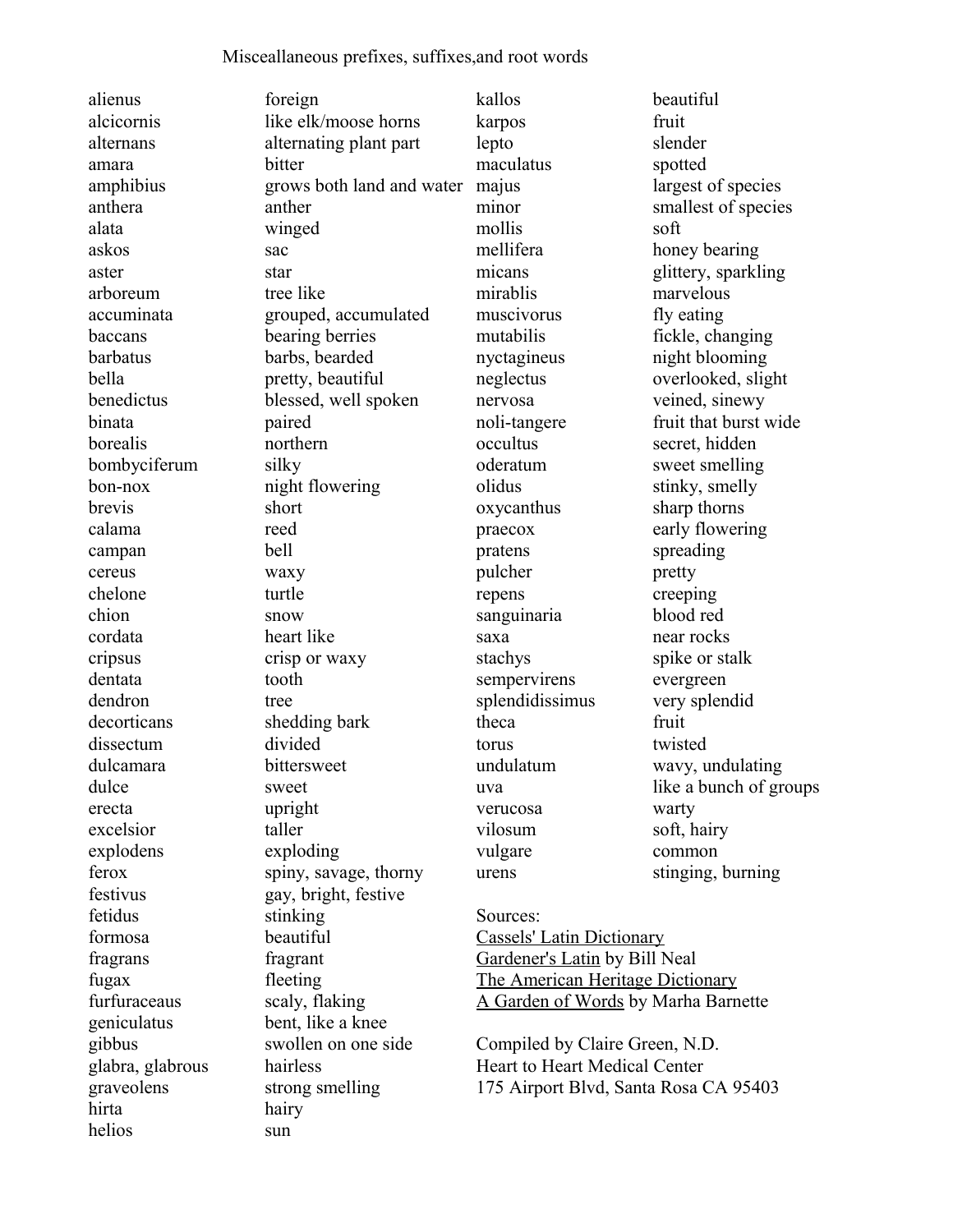# Misceallaneous prefixes, suffixes,and root words

| | |
|---|---|
| alienus | foreign |
| alcicornis | like elk/moose horns |
| alternans | alternating plant part |
| amara | bitter |
| amphibius | grows both land and water |
| anthera | anther |
| alata | winged |
| askos | sac |
| aster | star |
| arboreum | tree like |
| accuminata | grouped, accumulated |
| baccans | bearing berries |
| barbatus | barbs, bearded |
| bella | pretty, beautiful |
| benedictus | blessed, well spoken |
| binata | paired |
| borealis | northern |
| bombyciferum | silky |
| bon-nox | night flowering |
| brevis | short |
| calama | reed |
| campan | bell |
| cereus | waxy |
| chelone | turtle |
| chion | snow |
| cordata | heart like |
| cripsus | crisp or waxy |
| dentata | tooth |
| dendron | tree |
| decorticans | shedding bark |
| dissectum | divided |
| dulcamara | bittersweet |
| dulce | sweet |
| erecta | upright |
| excelsior | taller |
| explodens | exploding |
| ferox | spiny, savage, thorny |
| festivus | gay, bright, festive |
| fetidus | stinking |
| formosa | beautiful |
| fragrans | fragrant |
| fugax | fleeting |
| furfuraceaus | scaly, flaking |
| geniculatus | bent, like a knee |
| gibbus | swollen on one side |
| glabra, glabrous | hairless |
| graveolens | strong smelling |
| hirta | hairy |
| helios | sun |
| kallos | beautiful |
| karpos | fruit |
| lepto | slender |
| maculatus | spotted |
| majus | largest of species |
| minor | smallest of species |
| mollis | soft |
| mellifera | honey bearing |
| micans | glittery, sparkling |
| mirablis | marvelous |
| muscivorus | fly eating |
| mutabilis | fickle, changing |
| nyctagineus | night blooming |
| neglectus | overlooked, slight |
| nervosa | veined, sinewy |
| noli-tangere | fruit that burst wide |
| occultus | secret, hidden |
| oderatum | sweet smelling |
| olidus | stinky, smelly |
| oxycanthus | sharp thorns |
| praecox | early flowering |
| pratens | spreading |
| pulcher | pretty |
| repens | creeping |
| sanguinaria | blood red |
| saxa | near rocks |
| stachys | spike or stalk |
| sempervirens | evergreen |
| splendidissimus | very splendid |
| theca | fruit |
| torus | twisted |
| undulatum | wavy, undulating |
| uva | like a bunch of groups |
| verucosa | warty |
| vilosum | soft, hairy |
| vulgare | common |
| urens | stinging, burning |

Sources:
Cassels' Latin Dictionary
Gardener's Latin by Bill Neal
The American Heritage Dictionary
A Garden of Words by Marha Barnette

Compiled by Claire Green, N.D.
Heart to Heart Medical Center
175 Airport Blvd, Santa Rosa CA 95403